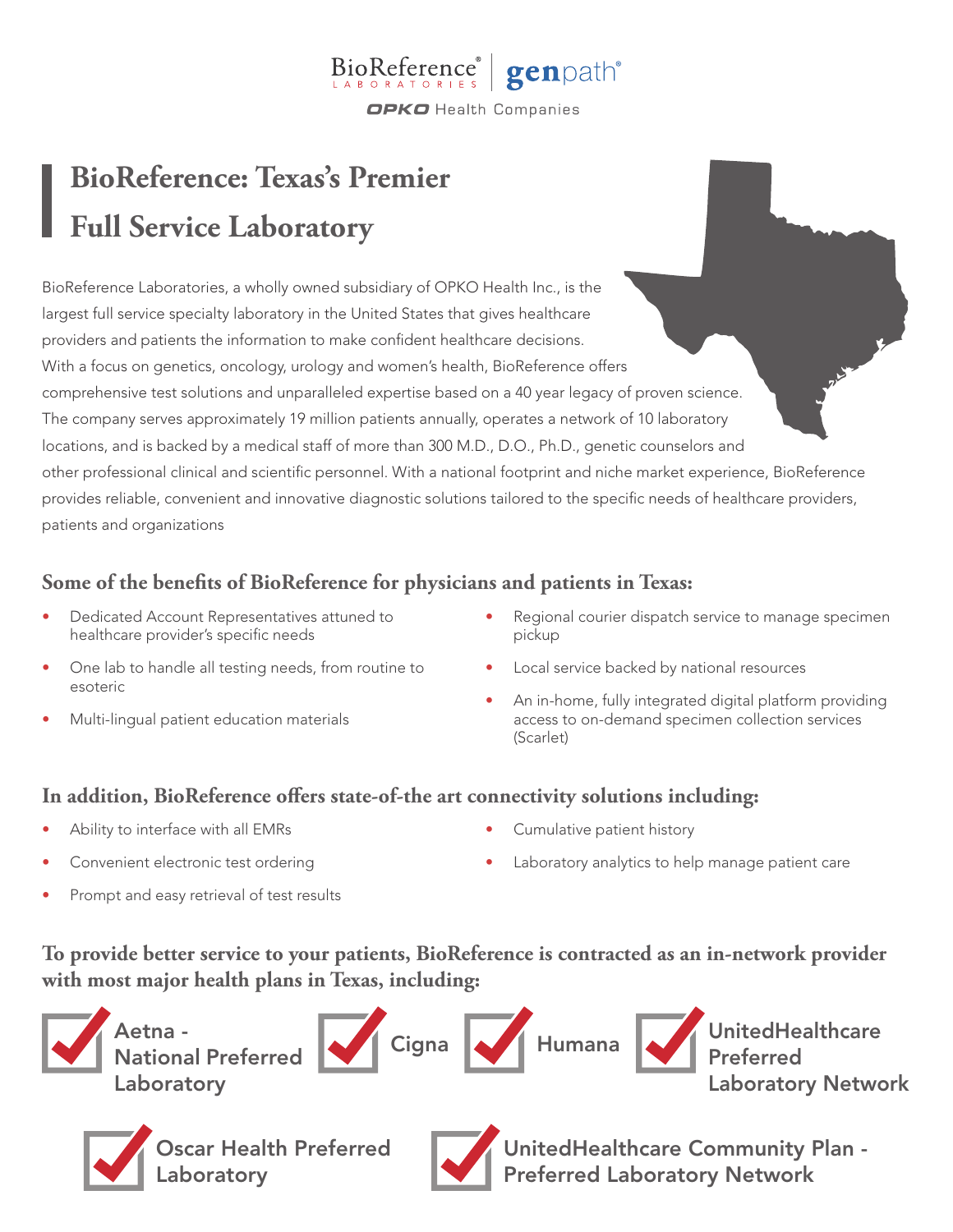BioReference® LABORATORIES | genpath®

OPKO Health Companies

# BioReference: Texas's Premier Full Service Laboratory

BioReference Laboratories, a wholly owned subsidiary of OPKO Health Inc., is the largest full service specialty laboratory in the United States that gives healthcare providers and patients the information to make confident healthcare decisions. With a focus on genetics, oncology, urology and women's health, BioReference offers comprehensive test solutions and unparalleled expertise based on a 40 year legacy of proven science. The company serves approximately 19 million patients annually, operates a network of 10 laboratory locations, and is backed by a medical staff of more than 300 M.D., D.O., Ph.D., genetic counselors and other professional clinical and scientific personnel. With a national footprint and niche market experience, BioReference provides reliable, convenient and innovative diagnostic solutions tailored to the specific needs of healthcare providers, patients and organizations

## Some of the benefits of BioReference for physicians and patients in Texas:

- Dedicated Account Representatives attuned to healthcare provider's specific needs
- One lab to handle all testing needs, from routine to esoteric
- Multi-lingual patient education materials
- Regional courier dispatch service to manage specimen pickup
- Local service backed by national resources
- An in-home, fully integrated digital platform providing access to on-demand specimen collection services (Scarlet)

## In addition, BioReference offers state-of-the art connectivity solutions including:

- Ability to interface with all EMRs
- Convenient electronic test ordering
- Prompt and easy retrieval of test results
- Cumulative patient history
- Laboratory analytics to help manage patient care

## To provide better service to your patients, BioReference is contracted as an in-network provider with most major health plans in Texas, including:

- ☑ Aetna - National Preferred Laboratory
- ☑ Cigna
- ☑ Humana
- ☑ UnitedHealthcare Preferred Laboratory Network
- ☑ Oscar Health Preferred Laboratory
- ☑ UnitedHealthcare Community Plan - Preferred Laboratory Network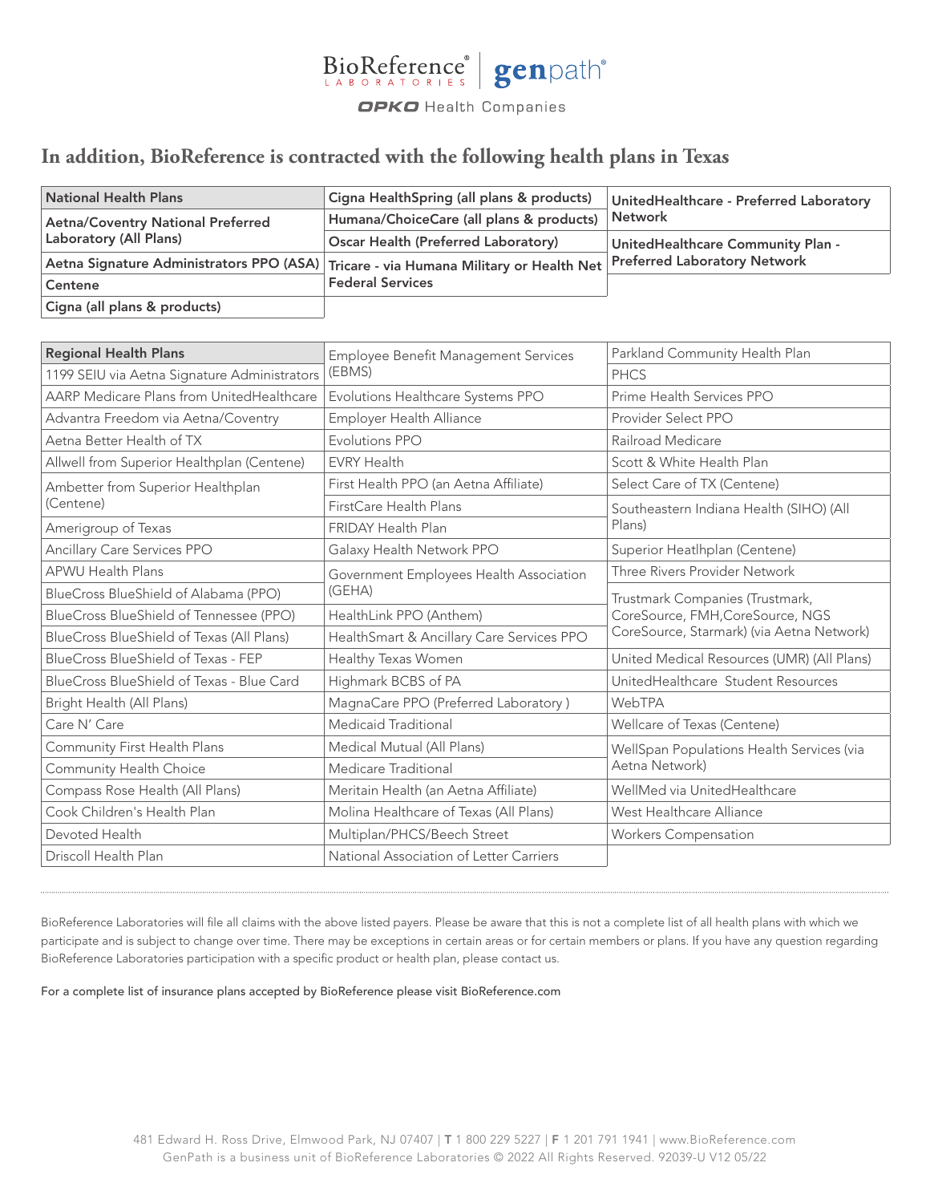## In addition, BioReference is contracted with the following health plans in Texas

| National Health Plans | | |
|---|---|---|
| Aetna/Coventry National Preferred Laboratory (All Plans) | Cigna HealthSpring (all plans & products) | UnitedHealthcare - Preferred Laboratory Network |
| Aetna Signature Administrators PPO (ASA) | Humana/ChoiceCare (all plans & products) | UnitedHealthcare Community Plan - Preferred Laboratory Network |
| Centene | Oscar Health (Preferred Laboratory) | |
| Cigna (all plans & products) | Tricare - via Humana Military or Health Net Federal Services | |

| Regional Health Plans | | |
|---|---|---|
| 1199 SEIU via Aetna Signature Administrators | Employee Benefit Management Services (EBMS) | Parkland Community Health Plan |
| AARP Medicare Plans from UnitedHealthcare | Evolutions Healthcare Systems PPO | PHCS |
| Advantra Freedom via Aetna/Coventry | Employer Health Alliance | Prime Health Services PPO |
| Aetna Better Health of TX | Evolutions PPO | Provider Select PPO |
| Allwell from Superior Healthplan (Centene) | EVRY Health | Railroad Medicare |
| Ambetter from Superior Healthplan (Centene) | First Health PPO (an Aetna Affiliate) | Scott & White Health Plan |
| Amerigroup of Texas | FirstCare Health Plans | Select Care of TX (Centene) |
| Ancillary Care Services PPO | FRIDAY Health Plan | Southeastern Indiana Health (SIHO) (All Plans) |
| APWU Health Plans | Galaxy Health Network PPO | Superior Heatlhplan (Centene) |
| BlueCross BlueShield of Alabama (PPO) | Government Employees Health Association (GEHA) | Three Rivers Provider Network |
| BlueCross BlueShield of Tennessee (PPO) | HealthLink PPO (Anthem) | Trustmark Companies (Trustmark, CoreSource, FMH,CoreSource, NGS CoreSource, Starmark) (via Aetna Network) |
| BlueCross BlueShield of Texas (All Plans) | HealthSmart & Ancillary Care Services PPO | |
| BlueCross BlueShield of Texas - FEP | Healthy Texas Women | United Medical Resources (UMR) (All Plans) |
| BlueCross BlueShield of Texas - Blue Card | Highmark BCBS of PA | UnitedHealthcare Student Resources |
| Bright Health (All Plans) | MagnaCare PPO (Preferred Laboratory ) | WebTPA |
| Care N' Care | Medicaid Traditional | Wellcare of Texas (Centene) |
| Community First Health Plans | Medical Mutual (All Plans) | WellSpan Populations Health Services (via Aetna Network) |
| Community Health Choice | Medicare Traditional | |
| Compass Rose Health (All Plans) | Meritain Health (an Aetna Affiliate) | WellMed via UnitedHealthcare |
| Cook Children's Health Plan | Molina Healthcare of Texas (All Plans) | West Healthcare Alliance |
| Devoted Health | Multiplan/PHCS/Beech Street | Workers Compensation |
| Driscoll Health Plan | National Association of Letter Carriers | |

BioReference Laboratories will file all claims with the above listed payers. Please be aware that this is not a complete list of all health plans with which we participate and is subject to change over time. There may be exceptions in certain areas or for certain members or plans. If you have any question regarding BioReference Laboratories participation with a specific product or health plan, please contact us.

For a complete list of insurance plans accepted by BioReference please visit BioReference.com

481 Edward H. Ross Drive, Elmwood Park, NJ 07407 | **T** 1 800 229 5227 | **F** 1 201 791 1941 | www.BioReference.com
GenPath is a business unit of BioReference Laboratories © 2022 All Rights Reserved. 92039-U V12 05/22